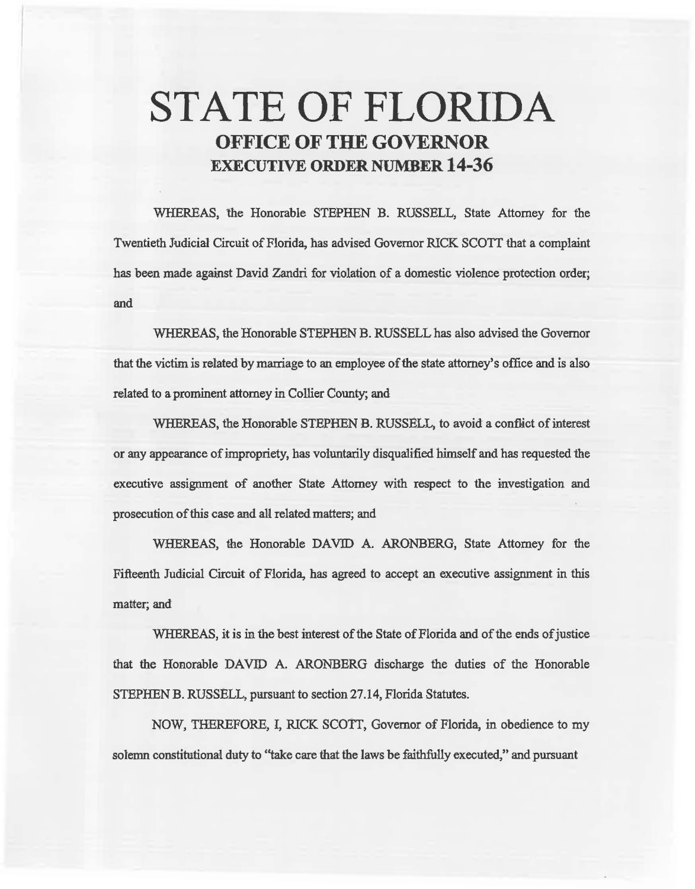# STATE OF FLORIDA
## OFFICE OF THE GOVERNOR
## EXECUTIVE ORDER NUMBER 14-36

WHEREAS, the Honorable STEPHEN B. RUSSELL, State Attorney for the Twentieth Judicial Circuit of Florida, has advised Governor RICK SCOTT that a complaint has been made against David Zandri for violation of a domestic violence protection order; and

WHEREAS, the Honorable STEPHEN B. RUSSELL has also advised the Governor that the victim is related by marriage to an employee of the state attorney's office and is also related to a prominent attorney in Collier County; and

WHEREAS, the Honorable STEPHEN B. RUSSELL, to avoid a conflict of interest or any appearance of impropriety, has voluntarily disqualified himself and has requested the executive assignment of another State Attorney with respect to the investigation and prosecution of this case and all related matters; and

WHEREAS, the Honorable DAVID A. ARONBERG, State Attorney for the Fifteenth Judicial Circuit of Florida, has agreed to accept an executive assignment in this matter; and

WHEREAS, it is in the best interest of the State of Florida and of the ends of justice that the Honorable DAVID A. ARONBERG discharge the duties of the Honorable STEPHEN B. RUSSELL, pursuant to section 27.14, Florida Statutes.

NOW, THEREFORE, I, RICK SCOTT, Governor of Florida, in obedience to my solemn constitutional duty to "take care that the laws be faithfully executed," and pursuant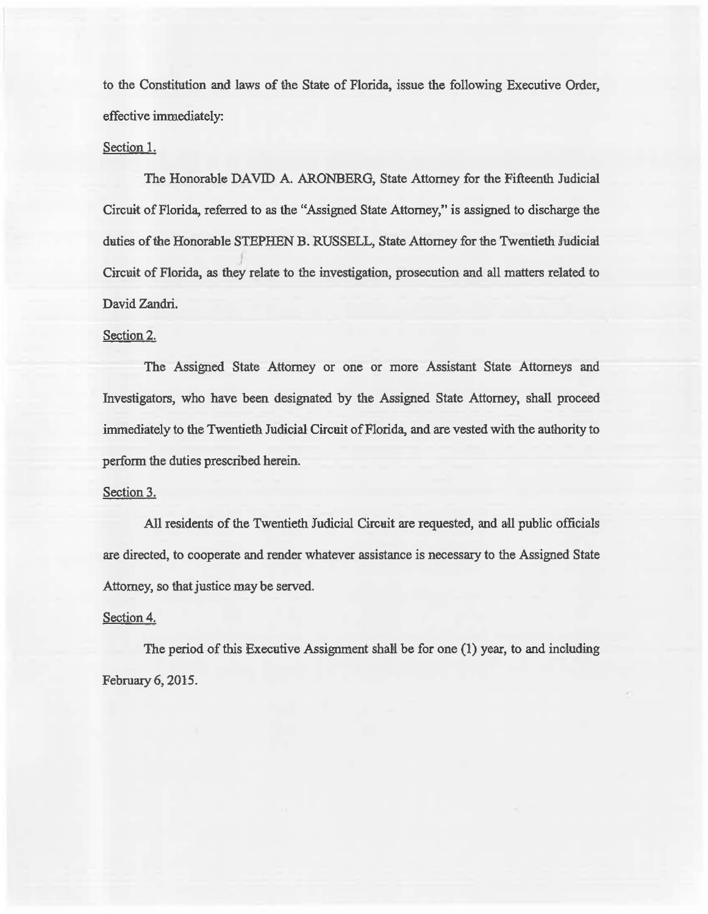to the Constitution and laws of the State of Florida, issue the following Executive Order, effective immediately:

Section 1.

The Honorable DAVID A. ARONBERG, State Attorney for the Fifteenth Judicial Circuit of Florida, referred to as the "Assigned State Attorney," is assigned to discharge the duties of the Honorable STEPHEN B. RUSSELL, State Attorney for the Twentieth Judicial Circuit of Florida, as they relate to the investigation, prosecution and all matters related to David Zandri.

Section 2.

The Assigned State Attorney or one or more Assistant State Attorneys and Investigators, who have been designated by the Assigned State Attorney, shall proceed immediately to the Twentieth Judicial Circuit of Florida, and are vested with the authority to perform the duties prescribed herein.

Section 3.

All residents of the Twentieth Judicial Circuit are requested, and all public officials are directed, to cooperate and render whatever assistance is necessary to the Assigned State Attorney, so that justice may be served.

Section 4.

The period of this Executive Assignment shall be for one (1) year, to and including February 6, 2015.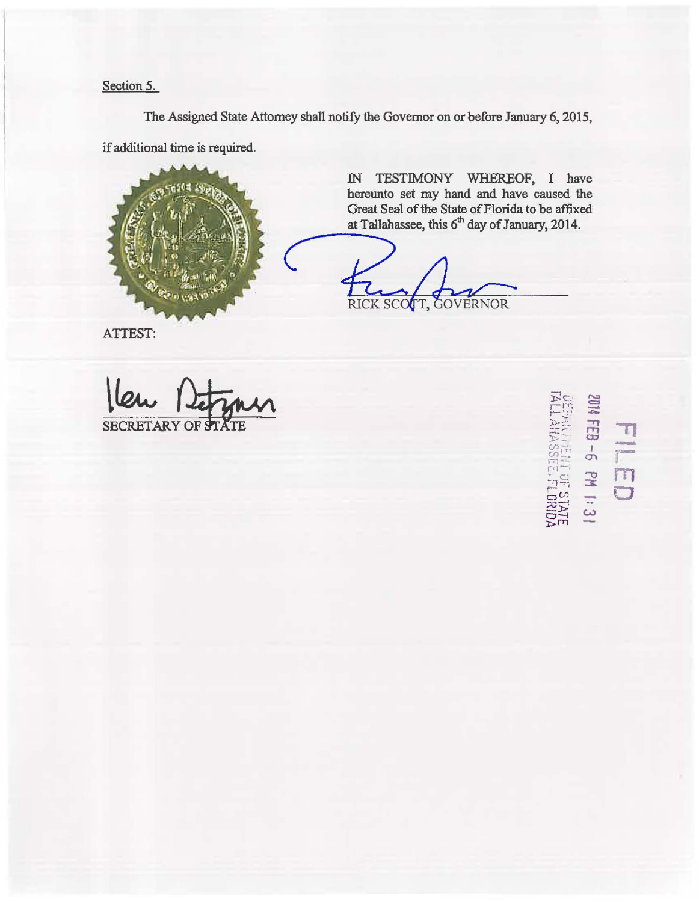Section 5.

The Assigned State Attorney shall notify the Governor on or before January 6, 2015, if additional time is required.

IN TESTIMONY WHEREOF, I have hereunto set my hand and have caused the Great Seal of the State of Florida to be affixed at Tallahassee, this 6th day of January, 2014.

RICK SCOTT, GOVERNOR

ATTEST:

SECRETARY OF STATE

FILED

2014 FEB -6 PM 1:31

DEPARTMENT OF STATE
TALLAHASSEE, FLORIDA